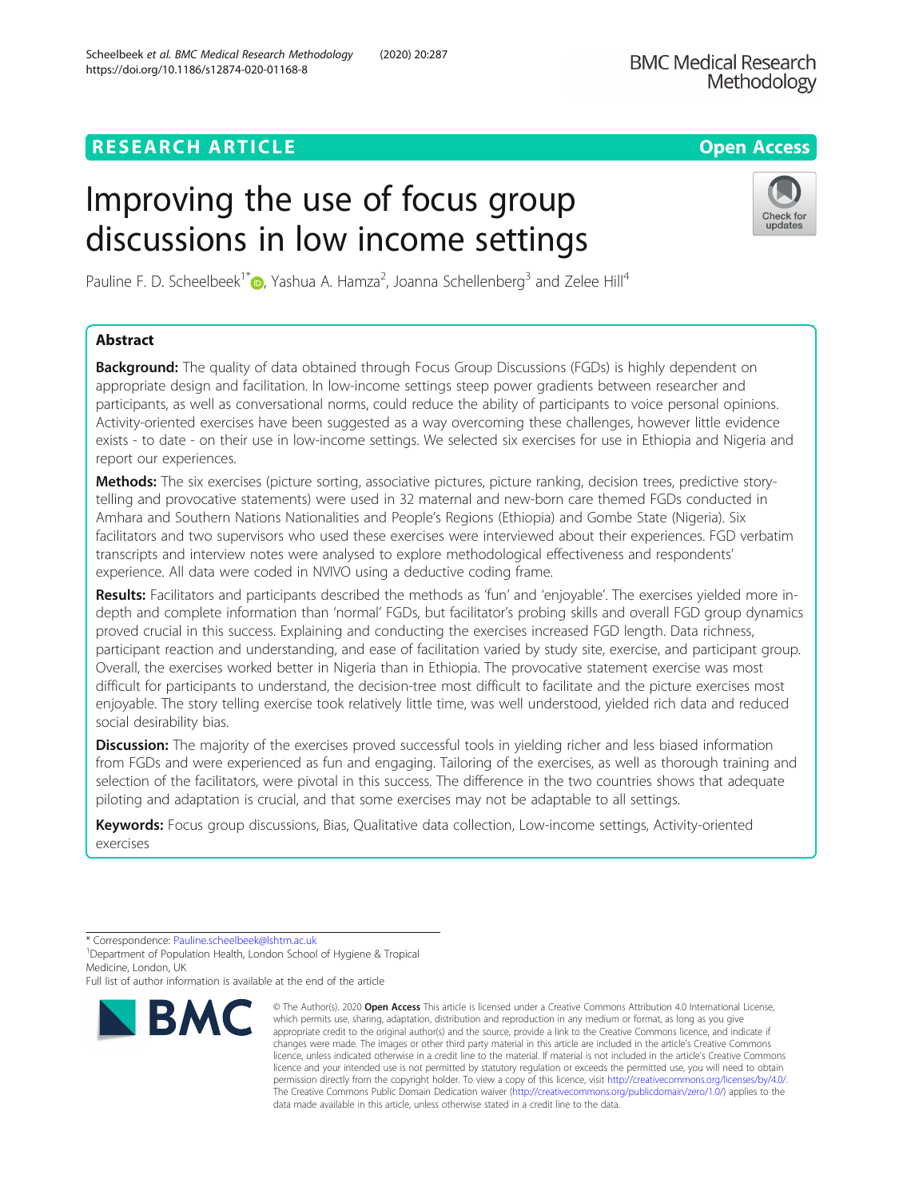RESEARCH ARTICLE

Open Access

# Improving the use of focus group discussions in low income settings

Pauline F. D. Scheelbeek[1*], Yashua A. Hamza[2], Joanna Schellenberg[3] and Zelee Hill[4]

## Abstract

**Background:** The quality of data obtained through Focus Group Discussions (FGDs) is highly dependent on appropriate design and facilitation. In low-income settings steep power gradients between researcher and participants, as well as conversational norms, could reduce the ability of participants to voice personal opinions. Activity-oriented exercises have been suggested as a way overcoming these challenges, however little evidence exists - to date - on their use in low-income settings. We selected six exercises for use in Ethiopia and Nigeria and report our experiences.

**Methods:** The six exercises (picture sorting, associative pictures, picture ranking, decision trees, predictive story-telling and provocative statements) were used in 32 maternal and new-born care themed FGDs conducted in Amhara and Southern Nations Nationalities and People's Regions (Ethiopia) and Gombe State (Nigeria). Six facilitators and two supervisors who used these exercises were interviewed about their experiences. FGD verbatim transcripts and interview notes were analysed to explore methodological effectiveness and respondents' experience. All data were coded in NVIVO using a deductive coding frame.

**Results:** Facilitators and participants described the methods as 'fun' and 'enjoyable'. The exercises yielded more in-depth and complete information than 'normal' FGDs, but facilitator's probing skills and overall FGD group dynamics proved crucial in this success. Explaining and conducting the exercises increased FGD length. Data richness, participant reaction and understanding, and ease of facilitation varied by study site, exercise, and participant group. Overall, the exercises worked better in Nigeria than in Ethiopia. The provocative statement exercise was most difficult for participants to understand, the decision-tree most difficult to facilitate and the picture exercises most enjoyable. The story telling exercise took relatively little time, was well understood, yielded rich data and reduced social desirability bias.

**Discussion:** The majority of the exercises proved successful tools in yielding richer and less biased information from FGDs and were experienced as fun and engaging. Tailoring of the exercises, as well as thorough training and selection of the facilitators, were pivotal in this success. The difference in the two countries shows that adequate piloting and adaptation is crucial, and that some exercises may not be adaptable to all settings.

**Keywords:** Focus group discussions, Bias, Qualitative data collection, Low-income settings, Activity-oriented exercises

* Correspondence: Pauline.scheelbeek@lshtm.ac.uk
[1]Department of Population Health, London School of Hygiene & Tropical Medicine, London, UK
Full list of author information is available at the end of the article

© The Author(s). 2020 **Open Access** This article is licensed under a Creative Commons Attribution 4.0 International License, which permits use, sharing, adaptation, distribution and reproduction in any medium or format, as long as you give appropriate credit to the original author(s) and the source, provide a link to the Creative Commons licence, and indicate if changes were made. The images or other third party material in this article are included in the article's Creative Commons licence, unless indicated otherwise in a credit line to the material. If material is not included in the article's Creative Commons licence and your intended use is not permitted by statutory regulation or exceeds the permitted use, you will need to obtain permission directly from the copyright holder. To view a copy of this licence, visit http://creativecommons.org/licenses/by/4.0/. The Creative Commons Public Domain Dedication waiver (http://creativecommons.org/publicdomain/zero/1.0/) applies to the data made available in this article, unless otherwise stated in a credit line to the data.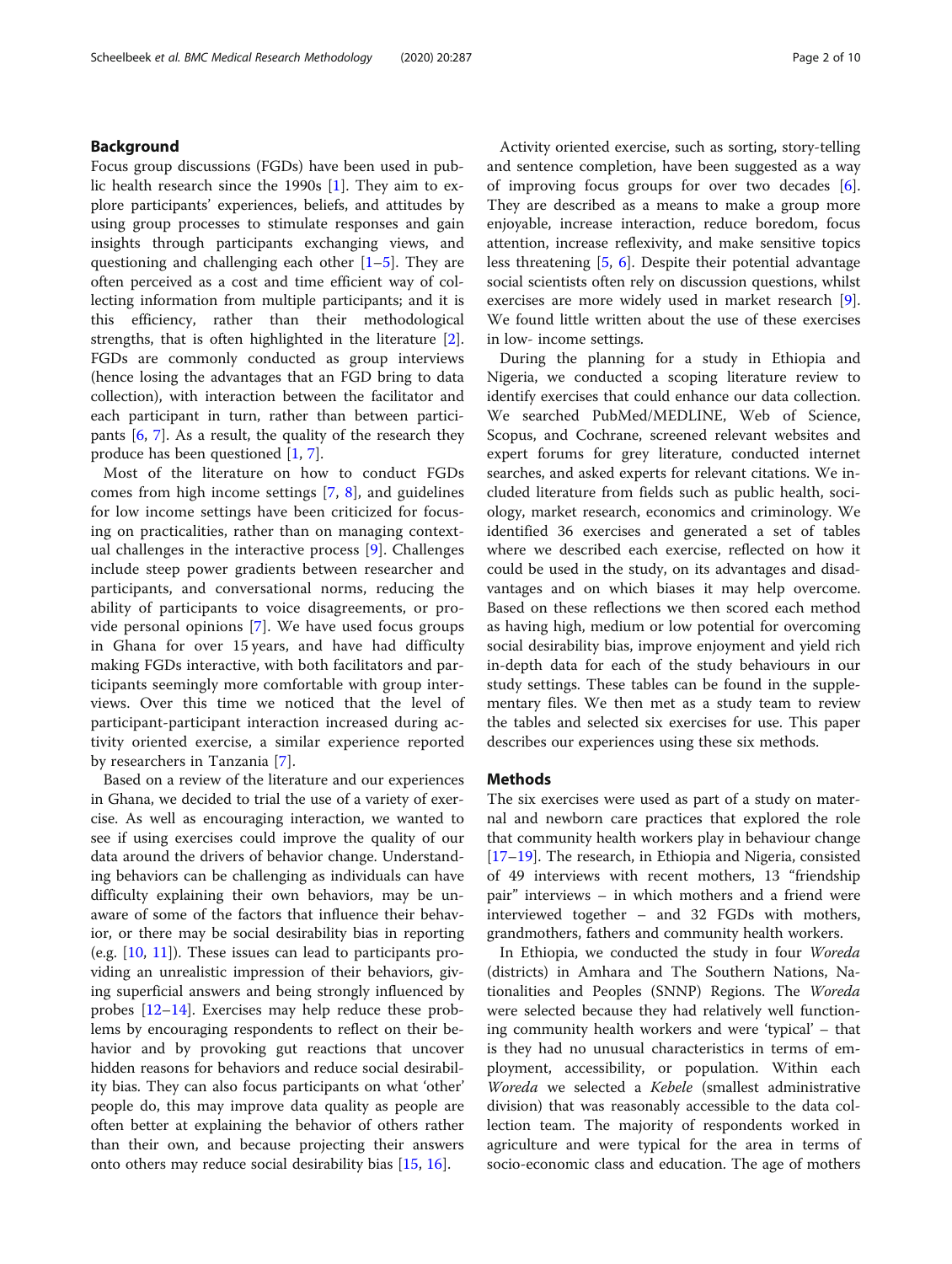## Background

Focus group discussions (FGDs) have been used in public health research since the 1990s [1]. They aim to explore participants' experiences, beliefs, and attitudes by using group processes to stimulate responses and gain insights through participants exchanging views, and questioning and challenging each other [1–5]. They are often perceived as a cost and time efficient way of collecting information from multiple participants; and it is this efficiency, rather than their methodological strengths, that is often highlighted in the literature [2]. FGDs are commonly conducted as group interviews (hence losing the advantages that an FGD bring to data collection), with interaction between the facilitator and each participant in turn, rather than between participants [6, 7]. As a result, the quality of the research they produce has been questioned [1, 7].

Most of the literature on how to conduct FGDs comes from high income settings [7, 8], and guidelines for low income settings have been criticized for focusing on practicalities, rather than on managing contextual challenges in the interactive process [9]. Challenges include steep power gradients between researcher and participants, and conversational norms, reducing the ability of participants to voice disagreements, or provide personal opinions [7]. We have used focus groups in Ghana for over 15 years, and have had difficulty making FGDs interactive, with both facilitators and participants seemingly more comfortable with group interviews. Over this time we noticed that the level of participant-participant interaction increased during activity oriented exercise, a similar experience reported by researchers in Tanzania [7].

Based on a review of the literature and our experiences in Ghana, we decided to trial the use of a variety of exercise. As well as encouraging interaction, we wanted to see if using exercises could improve the quality of our data around the drivers of behavior change. Understanding behaviors can be challenging as individuals can have difficulty explaining their own behaviors, may be unaware of some of the factors that influence their behavior, or there may be social desirability bias in reporting (e.g. [10, 11]). These issues can lead to participants providing an unrealistic impression of their behaviors, giving superficial answers and being strongly influenced by probes [12–14]. Exercises may help reduce these problems by encouraging respondents to reflect on their behavior and by provoking gut reactions that uncover hidden reasons for behaviors and reduce social desirability bias. They can also focus participants on what 'other' people do, this may improve data quality as people are often better at explaining the behavior of others rather than their own, and because projecting their answers onto others may reduce social desirability bias [15, 16].

Activity oriented exercise, such as sorting, story-telling and sentence completion, have been suggested as a way of improving focus groups for over two decades [6]. They are described as a means to make a group more enjoyable, increase interaction, reduce boredom, focus attention, increase reflexivity, and make sensitive topics less threatening [5, 6]. Despite their potential advantage social scientists often rely on discussion questions, whilst exercises are more widely used in market research [9]. We found little written about the use of these exercises in low- income settings.

During the planning for a study in Ethiopia and Nigeria, we conducted a scoping literature review to identify exercises that could enhance our data collection. We searched PubMed/MEDLINE, Web of Science, Scopus, and Cochrane, screened relevant websites and expert forums for grey literature, conducted internet searches, and asked experts for relevant citations. We included literature from fields such as public health, sociology, market research, economics and criminology. We identified 36 exercises and generated a set of tables where we described each exercise, reflected on how it could be used in the study, on its advantages and disadvantages and on which biases it may help overcome. Based on these reflections we then scored each method as having high, medium or low potential for overcoming social desirability bias, improve enjoyment and yield rich in-depth data for each of the study behaviours in our study settings. These tables can be found in the supplementary files. We then met as a study team to review the tables and selected six exercises for use. This paper describes our experiences using these six methods.

## Methods

The six exercises were used as part of a study on maternal and newborn care practices that explored the role that community health workers play in behaviour change [17–19]. The research, in Ethiopia and Nigeria, consisted of 49 interviews with recent mothers, 13 "friendship pair" interviews – in which mothers and a friend were interviewed together – and 32 FGDs with mothers, grandmothers, fathers and community health workers.

In Ethiopia, we conducted the study in four *Woreda* (districts) in Amhara and The Southern Nations, Nationalities and Peoples (SNNP) Regions. The *Woreda* were selected because they had relatively well functioning community health workers and were 'typical' – that is they had no unusual characteristics in terms of employment, accessibility, or population. Within each *Woreda* we selected a *Kebele* (smallest administrative division) that was reasonably accessible to the data collection team. The majority of respondents worked in agriculture and were typical for the area in terms of socio-economic class and education. The age of mothers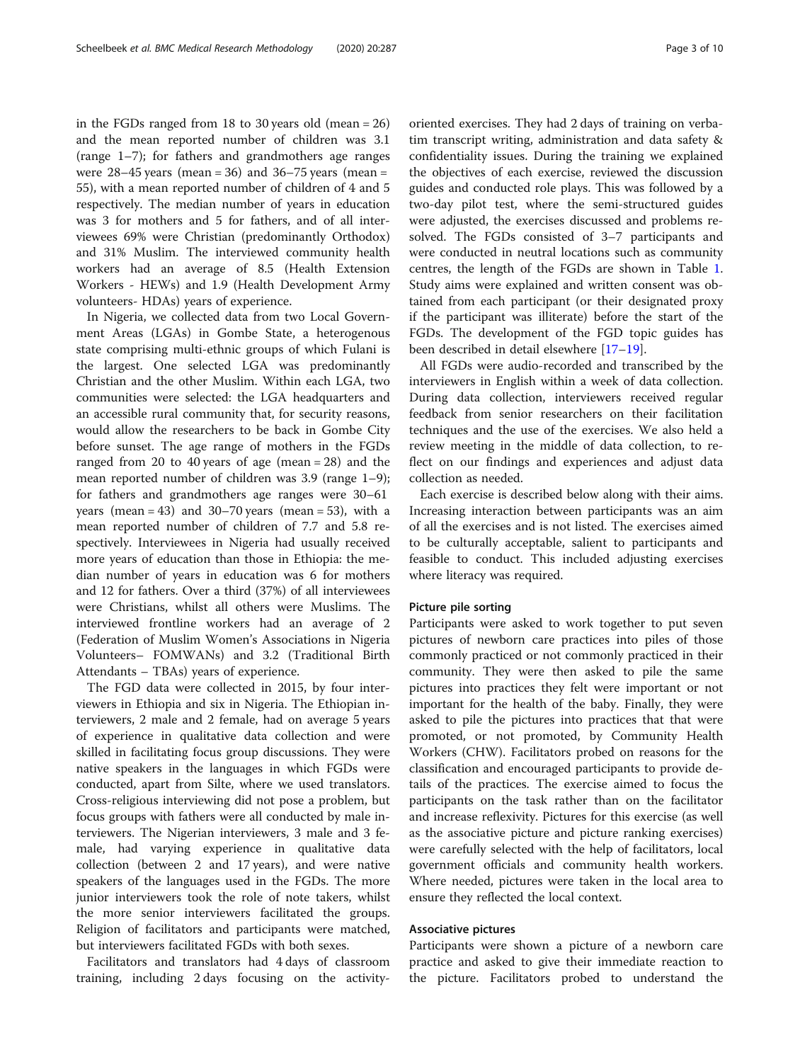in the FGDs ranged from 18 to 30 years old (mean = 26) and the mean reported number of children was 3.1 (range 1–7); for fathers and grandmothers age ranges were 28–45 years (mean = 36) and 36–75 years (mean = 55), with a mean reported number of children of 4 and 5 respectively. The median number of years in education was 3 for mothers and 5 for fathers, and of all interviewees 69% were Christian (predominantly Orthodox) and 31% Muslim. The interviewed community health workers had an average of 8.5 (Health Extension Workers - HEWs) and 1.9 (Health Development Army volunteers- HDAs) years of experience.

In Nigeria, we collected data from two Local Government Areas (LGAs) in Gombe State, a heterogenous state comprising multi-ethnic groups of which Fulani is the largest. One selected LGA was predominantly Christian and the other Muslim. Within each LGA, two communities were selected: the LGA headquarters and an accessible rural community that, for security reasons, would allow the researchers to be back in Gombe City before sunset. The age range of mothers in the FGDs ranged from 20 to 40 years of age (mean = 28) and the mean reported number of children was 3.9 (range 1–9); for fathers and grandmothers age ranges were 30–61 years (mean = 43) and 30–70 years (mean = 53), with a mean reported number of children of 7.7 and 5.8 respectively. Interviewees in Nigeria had usually received more years of education than those in Ethiopia: the median number of years in education was 6 for mothers and 12 for fathers. Over a third (37%) of all interviewees were Christians, whilst all others were Muslims. The interviewed frontline workers had an average of 2 (Federation of Muslim Women's Associations in Nigeria Volunteers– FOMWANs) and 3.2 (Traditional Birth Attendants – TBAs) years of experience.

The FGD data were collected in 2015, by four interviewers in Ethiopia and six in Nigeria. The Ethiopian interviewers, 2 male and 2 female, had on average 5 years of experience in qualitative data collection and were skilled in facilitating focus group discussions. They were native speakers in the languages in which FGDs were conducted, apart from Silte, where we used translators. Cross-religious interviewing did not pose a problem, but focus groups with fathers were all conducted by male interviewers. The Nigerian interviewers, 3 male and 3 female, had varying experience in qualitative data collection (between 2 and 17 years), and were native speakers of the languages used in the FGDs. The more junior interviewers took the role of note takers, whilst the more senior interviewers facilitated the groups. Religion of facilitators and participants were matched, but interviewers facilitated FGDs with both sexes.

Facilitators and translators had 4 days of classroom training, including 2 days focusing on the activity-oriented exercises. They had 2 days of training on verbatim transcript writing, administration and data safety & confidentiality issues. During the training we explained the objectives of each exercise, reviewed the discussion guides and conducted role plays. This was followed by a two-day pilot test, where the semi-structured guides were adjusted, the exercises discussed and problems resolved. The FGDs consisted of 3–7 participants and were conducted in neutral locations such as community centres, the length of the FGDs are shown in Table 1. Study aims were explained and written consent was obtained from each participant (or their designated proxy if the participant was illiterate) before the start of the FGDs. The development of the FGD topic guides has been described in detail elsewhere [17–19].

All FGDs were audio-recorded and transcribed by the interviewers in English within a week of data collection. During data collection, interviewers received regular feedback from senior researchers on their facilitation techniques and the use of the exercises. We also held a review meeting in the middle of data collection, to reflect on our findings and experiences and adjust data collection as needed.

Each exercise is described below along with their aims. Increasing interaction between participants was an aim of all the exercises and is not listed. The exercises aimed to be culturally acceptable, salient to participants and feasible to conduct. This included adjusting exercises where literacy was required.

### Picture pile sorting

Participants were asked to work together to put seven pictures of newborn care practices into piles of those commonly practiced or not commonly practiced in their community. They were then asked to pile the same pictures into practices they felt were important or not important for the health of the baby. Finally, they were asked to pile the pictures into practices that that were promoted, or not promoted, by Community Health Workers (CHW). Facilitators probed on reasons for the classification and encouraged participants to provide details of the practices. The exercise aimed to focus the participants on the task rather than on the facilitator and increase reflexivity. Pictures for this exercise (as well as the associative picture and picture ranking exercises) were carefully selected with the help of facilitators, local government officials and community health workers. Where needed, pictures were taken in the local area to ensure they reflected the local context.

### Associative pictures

Participants were shown a picture of a newborn care practice and asked to give their immediate reaction to the picture. Facilitators probed to understand the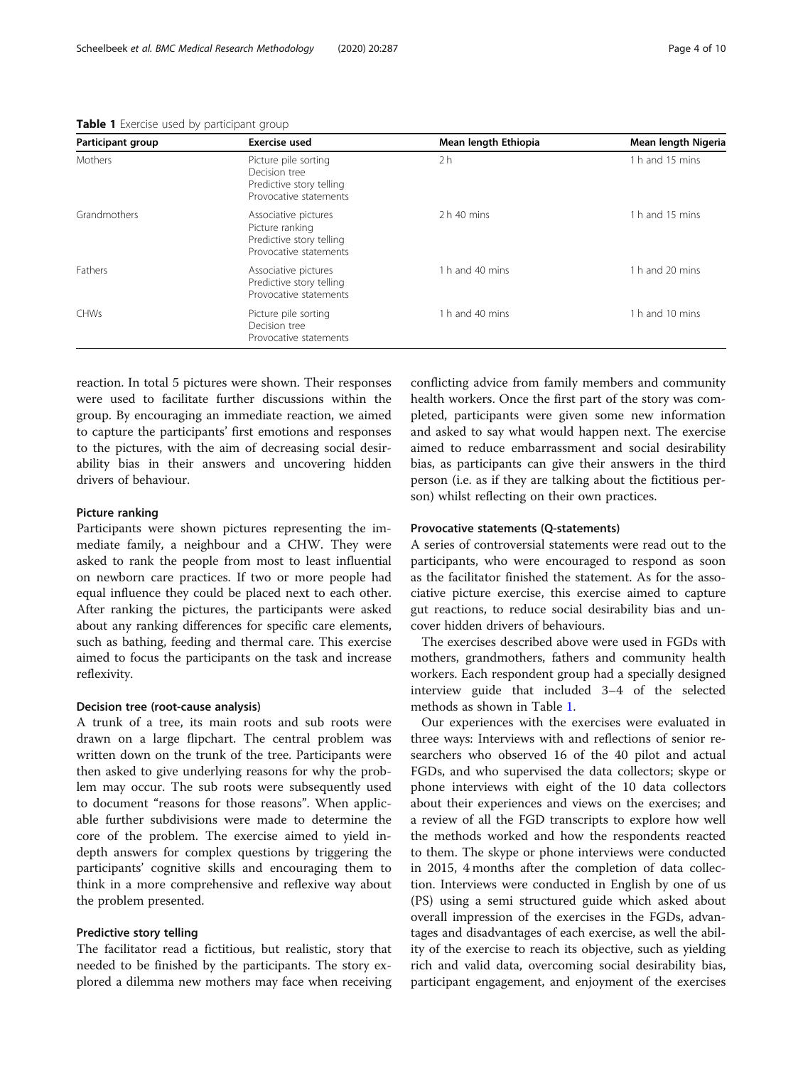**Table 1** Exercise used by participant group

| Participant group | Exercise used | Mean length Ethiopia | Mean length Nigeria |
|---|---|---|---|
| Mothers | Picture pile sorting<br>Decision tree<br>Predictive story telling<br>Provocative statements | 2 h | 1 h and 15 mins |
| Grandmothers | Associative pictures<br>Picture ranking<br>Predictive story telling<br>Provocative statements | 2 h 40 mins | 1 h and 15 mins |
| Fathers | Associative pictures<br>Predictive story telling<br>Provocative statements | 1 h and 40 mins | 1 h and 20 mins |
| CHWs | Picture pile sorting<br>Decision tree<br>Provocative statements | 1 h and 40 mins | 1 h and 10 mins |

reaction. In total 5 pictures were shown. Their responses were used to facilitate further discussions within the group. By encouraging an immediate reaction, we aimed to capture the participants' first emotions and responses to the pictures, with the aim of decreasing social desirability bias in their answers and uncovering hidden drivers of behaviour.

#### Picture ranking

Participants were shown pictures representing the immediate family, a neighbour and a CHW. They were asked to rank the people from most to least influential on newborn care practices. If two or more people had equal influence they could be placed next to each other. After ranking the pictures, the participants were asked about any ranking differences for specific care elements, such as bathing, feeding and thermal care. This exercise aimed to focus the participants on the task and increase reflexivity.

#### Decision tree (root-cause analysis)

A trunk of a tree, its main roots and sub roots were drawn on a large flipchart. The central problem was written down on the trunk of the tree. Participants were then asked to give underlying reasons for why the problem may occur. The sub roots were subsequently used to document "reasons for those reasons". When applicable further subdivisions were made to determine the core of the problem. The exercise aimed to yield in-depth answers for complex questions by triggering the participants' cognitive skills and encouraging them to think in a more comprehensive and reflexive way about the problem presented.

#### Predictive story telling

The facilitator read a fictitious, but realistic, story that needed to be finished by the participants. The story explored a dilemma new mothers may face when receiving conflicting advice from family members and community health workers. Once the first part of the story was completed, participants were given some new information and asked to say what would happen next. The exercise aimed to reduce embarrassment and social desirability bias, as participants can give their answers in the third person (i.e. as if they are talking about the fictitious person) whilst reflecting on their own practices.

#### Provocative statements (Q-statements)

A series of controversial statements were read out to the participants, who were encouraged to respond as soon as the facilitator finished the statement. As for the associative picture exercise, this exercise aimed to capture gut reactions, to reduce social desirability bias and uncover hidden drivers of behaviours.

The exercises described above were used in FGDs with mothers, grandmothers, fathers and community health workers. Each respondent group had a specially designed interview guide that included 3–4 of the selected methods as shown in Table 1.

Our experiences with the exercises were evaluated in three ways: Interviews with and reflections of senior researchers who observed 16 of the 40 pilot and actual FGDs, and who supervised the data collectors; skype or phone interviews with eight of the 10 data collectors about their experiences and views on the exercises; and a review of all the FGD transcripts to explore how well the methods worked and how the respondents reacted to them. The skype or phone interviews were conducted in 2015, 4 months after the completion of data collection. Interviews were conducted in English by one of us (PS) using a semi structured guide which asked about overall impression of the exercises in the FGDs, advantages and disadvantages of each exercise, as well the ability of the exercise to reach its objective, such as yielding rich and valid data, overcoming social desirability bias, participant engagement, and enjoyment of the exercises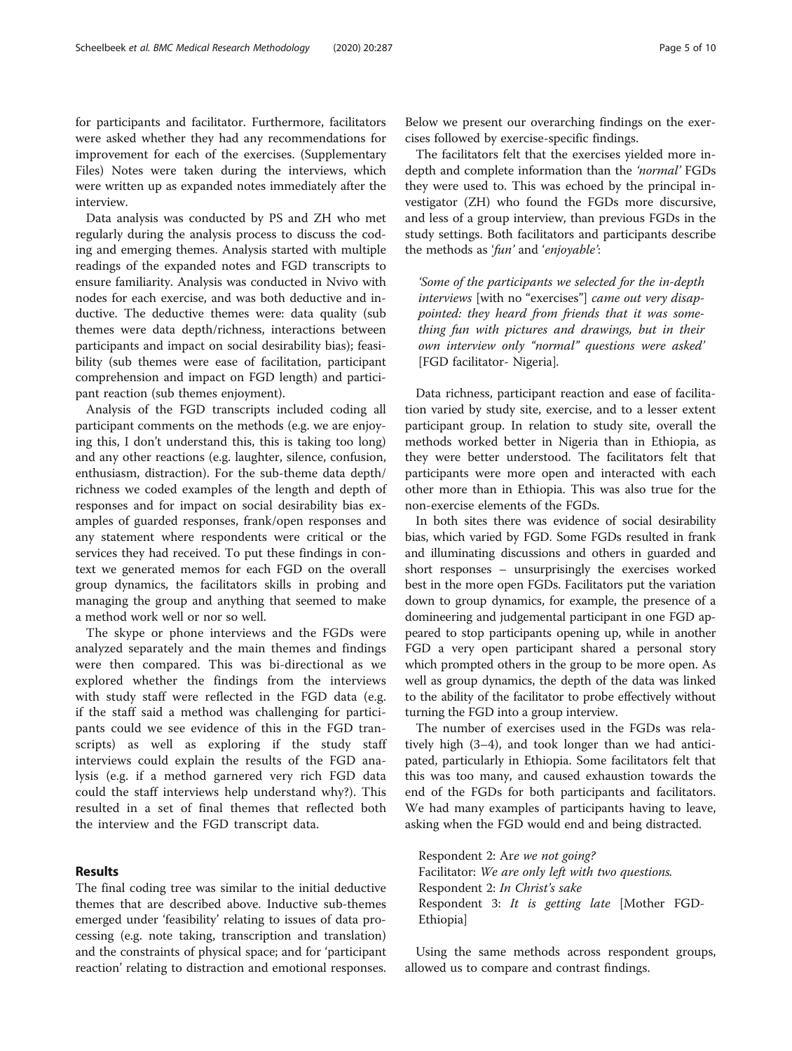for participants and facilitator. Furthermore, facilitators were asked whether they had any recommendations for improvement for each of the exercises. (Supplementary Files) Notes were taken during the interviews, which were written up as expanded notes immediately after the interview.

Data analysis was conducted by PS and ZH who met regularly during the analysis process to discuss the coding and emerging themes. Analysis started with multiple readings of the expanded notes and FGD transcripts to ensure familiarity. Analysis was conducted in Nvivo with nodes for each exercise, and was both deductive and inductive. The deductive themes were: data quality (sub themes were data depth/richness, interactions between participants and impact on social desirability bias); feasibility (sub themes were ease of facilitation, participant comprehension and impact on FGD length) and participant reaction (sub themes enjoyment).

Analysis of the FGD transcripts included coding all participant comments on the methods (e.g. we are enjoying this, I don't understand this, this is taking too long) and any other reactions (e.g. laughter, silence, confusion, enthusiasm, distraction). For the sub-theme data depth/richness we coded examples of the length and depth of responses and for impact on social desirability bias examples of guarded responses, frank/open responses and any statement where respondents were critical or the services they had received. To put these findings in context we generated memos for each FGD on the overall group dynamics, the facilitators skills in probing and managing the group and anything that seemed to make a method work well or nor so well.

The skype or phone interviews and the FGDs were analyzed separately and the main themes and findings were then compared. This was bi-directional as we explored whether the findings from the interviews with study staff were reflected in the FGD data (e.g. if the staff said a method was challenging for participants could we see evidence of this in the FGD transcripts) as well as exploring if the study staff interviews could explain the results of the FGD analysis (e.g. if a method garnered very rich FGD data could the staff interviews help understand why?). This resulted in a set of final themes that reflected both the interview and the FGD transcript data.

## Results

The final coding tree was similar to the initial deductive themes that are described above. Inductive sub-themes emerged under 'feasibility' relating to issues of data processing (e.g. note taking, transcription and translation) and the constraints of physical space; and for 'participant reaction' relating to distraction and emotional responses. Below we present our overarching findings on the exercises followed by exercise-specific findings.

The facilitators felt that the exercises yielded more in-depth and complete information than the *'normal'* FGDs they were used to. This was echoed by the principal investigator (ZH) who found the FGDs more discursive, and less of a group interview, than previous FGDs in the study settings. Both facilitators and participants describe the methods as *'fun'* and *'enjoyable'*:

> *'Some of the participants we selected for the in-depth interviews* [with no "exercises"] *came out very disappointed: they heard from friends that it was something fun with pictures and drawings, but in their own interview only "normal" questions were asked'* [FGD facilitator- Nigeria].

Data richness, participant reaction and ease of facilitation varied by study site, exercise, and to a lesser extent participant group. In relation to study site, overall the methods worked better in Nigeria than in Ethiopia, as they were better understood. The facilitators felt that participants were more open and interacted with each other more than in Ethiopia. This was also true for the non-exercise elements of the FGDs.

In both sites there was evidence of social desirability bias, which varied by FGD. Some FGDs resulted in frank and illuminating discussions and others in guarded and short responses – unsurprisingly the exercises worked best in the more open FGDs. Facilitators put the variation down to group dynamics, for example, the presence of a domineering and judgemental participant in one FGD appeared to stop participants opening up, while in another FGD a very open participant shared a personal story which prompted others in the group to be more open. As well as group dynamics, the depth of the data was linked to the ability of the facilitator to probe effectively without turning the FGD into a group interview.

The number of exercises used in the FGDs was relatively high (3–4), and took longer than we had anticipated, particularly in Ethiopia. Some facilitators felt that this was too many, and caused exhaustion towards the end of the FGDs for both participants and facilitators. We had many examples of participants having to leave, asking when the FGD would end and being distracted.

> Respondent 2: A*re we not going?*
> Facilitator: *We are only left with two questions.*
> Respondent 2: *In Christ's sake*
> Respondent 3: *It is getting late* [Mother FGD-Ethiopia]

Using the same methods across respondent groups, allowed us to compare and contrast findings.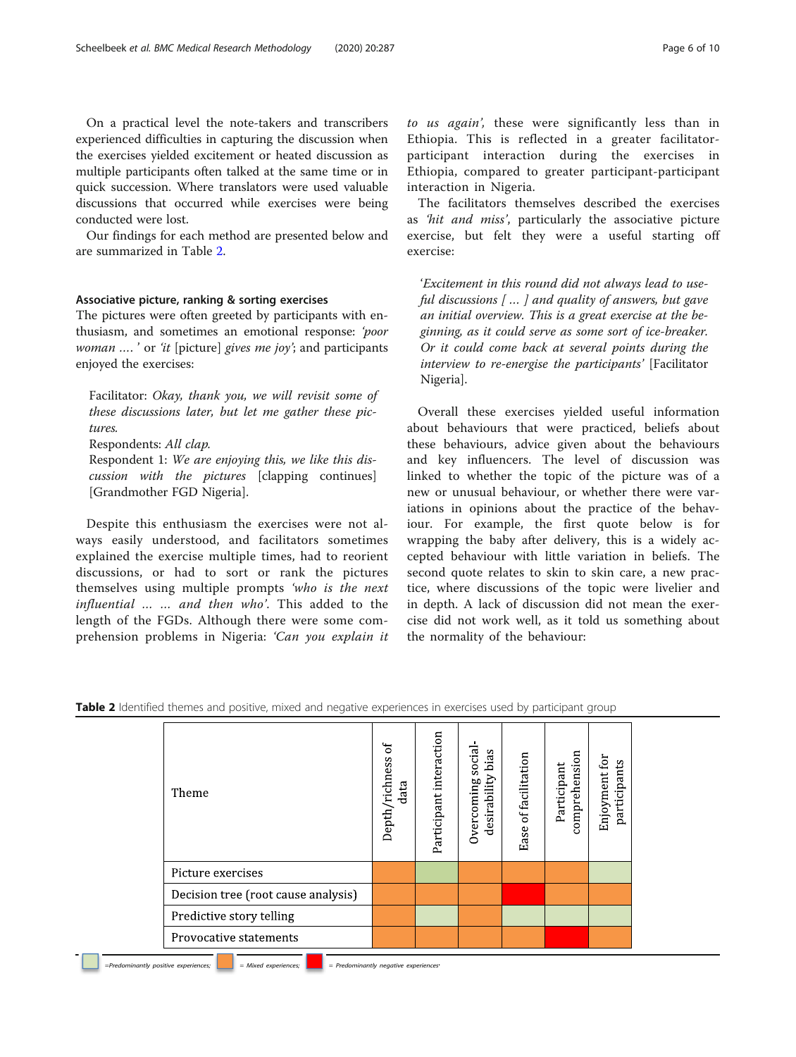On a practical level the note-takers and transcribers experienced difficulties in capturing the discussion when the exercises yielded excitement or heated discussion as multiple participants often talked at the same time or in quick succession. Where translators were used valuable discussions that occurred while exercises were being conducted were lost.

Our findings for each method are presented below and are summarized in Table 2.

#### Associative picture, ranking & sorting exercises

The pictures were often greeted by participants with enthusiasm, and sometimes an emotional response: *'poor woman .... '* or *'it* [picture] *gives me joy'*; and participants enjoyed the exercises:

> Facilitator: *Okay, thank you, we will revisit some of these discussions later, but let me gather these pictures.*
>
> Respondents: *All clap.*
>
> Respondent 1: *We are enjoying this, we like this discussion with the pictures* [clapping continues] [Grandmother FGD Nigeria].

Despite this enthusiasm the exercises were not always easily understood, and facilitators sometimes explained the exercise multiple times, had to reorient discussions, or had to sort or rank the pictures themselves using multiple prompts *'who is the next influential … … and then who'*. This added to the length of the FGDs. Although there were some comprehension problems in Nigeria: *'Can you explain it to us again'*, these were significantly less than in Ethiopia. This is reflected in a greater facilitator-participant interaction during the exercises in Ethiopia, compared to greater participant-participant interaction in Nigeria.

The facilitators themselves described the exercises as *'hit and miss'*, particularly the associative picture exercise, but felt they were a useful starting off exercise:

> '*Excitement in this round did not always lead to useful discussions [ … ] and quality of answers, but gave an initial overview. This is a great exercise at the beginning, as it could serve as some sort of ice-breaker. Or it could come back at several points during the interview to re-energise the participants'* [Facilitator Nigeria].

Overall these exercises yielded useful information about behaviours that were practiced, beliefs about these behaviours, advice given about the behaviours and key influencers. The level of discussion was linked to whether the topic of the picture was of a new or unusual behaviour, or whether there were variations in opinions about the practice of the behaviour. For example, the first quote below is for wrapping the baby after delivery, this is a widely accepted behaviour with little variation in beliefs. The second quote relates to skin to skin care, a new practice, where discussions of the topic were livelier and in depth. A lack of discussion did not mean the exercise did not work well, as it told us something about the normality of the behaviour:

**Table 2** Identified themes and positive, mixed and negative experiences in exercises used by participant group

| Theme | Depth/richness of data | Participant interaction | Overcoming social-desirability bias | Ease of facilitation | Participant comprehension | Enjoyment for participants |
|---|---|---|---|---|---|---|
| Picture exercises | Mixed | Positive | Mixed | Mixed | Mixed | Positive |
| Decision tree (root cause analysis) | Mixed | Mixed | Mixed | Negative | Mixed | Mixed |
| Predictive story telling | Mixed | Positive | Mixed | Positive | Positive | Positive |
| Provocative statements | Mixed | Mixed | Mixed | Mixed | Negative | Mixed |

*=Predominantly positive experiences; = Mixed experiences; = Predominantly negative experiences*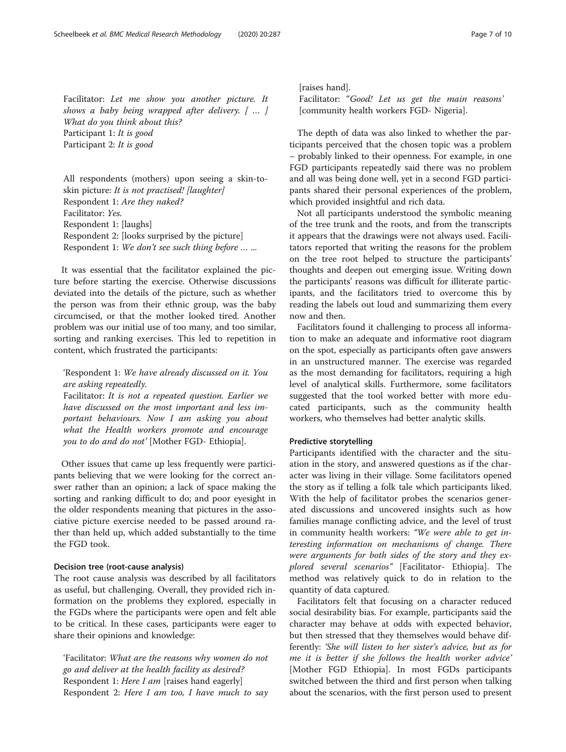Facilitator: *Let me show you another picture. It shows a baby being wrapped after delivery. [ … ] What do you think about this?*
Participant 1: *It is good*
Participant 2: *It is good*

All respondents (mothers) upon seeing a skin-to-skin picture: *It is not practised! [laughter]*
Respondent 1: *Are they naked?*
Facilitator: *Yes.*
Respondent 1: [laughs]
Respondent 2: [looks surprised by the picture]
Respondent 1: *We don't see such thing before … ...*

It was essential that the facilitator explained the picture before starting the exercise. Otherwise discussions deviated into the details of the picture, such as whether the person was from their ethnic group, was the baby circumcised, or that the mother looked tired. Another problem was our initial use of too many, and too similar, sorting and ranking exercises. This led to repetition in content, which frustrated the participants:

'Respondent 1: *We have already discussed on it. You are asking repeatedly.*
Facilitator: *It is not a repeated question. Earlier we have discussed on the most important and less important behaviours. Now I am asking you about what the Health workers promote and encourage you to do and do not'* [Mother FGD- Ethiopia].

Other issues that came up less frequently were participants believing that we were looking for the correct answer rather than an opinion; a lack of space making the sorting and ranking difficult to do; and poor eyesight in the older respondents meaning that pictures in the associative picture exercise needed to be passed around rather than held up, which added substantially to the time the FGD took.

#### Decision tree (root-cause analysis)

The root cause analysis was described by all facilitators as useful, but challenging. Overall, they provided rich information on the problems they explored, especially in the FGDs where the participants were open and felt able to be critical. In these cases, participants were eager to share their opinions and knowledge:

'Facilitator: *What are the reasons why women do not go and deliver at the health facility as desired?*
Respondent 1: *Here I am* [raises hand eagerly]
Respondent 2: *Here I am too, I have much to say* [raises hand].
Facilitator: "*Good! Let us get the main reasons'* [community health workers FGD- Nigeria].

The depth of data was also linked to whether the participants perceived that the chosen topic was a problem – probably linked to their openness. For example, in one FGD participants repeatedly said there was no problem and all was being done well, yet in a second FGD participants shared their personal experiences of the problem, which provided insightful and rich data.

Not all participants understood the symbolic meaning of the tree trunk and the roots, and from the transcripts it appears that the drawings were not always used. Facilitators reported that writing the reasons for the problem on the tree root helped to structure the participants' thoughts and deepen out emerging issue. Writing down the participants' reasons was difficult for illiterate participants, and the facilitators tried to overcome this by reading the labels out loud and summarizing them every now and then.

Facilitators found it challenging to process all information to make an adequate and informative root diagram on the spot, especially as participants often gave answers in an unstructured manner. The exercise was regarded as the most demanding for facilitators, requiring a high level of analytical skills. Furthermore, some facilitators suggested that the tool worked better with more educated participants, such as the community health workers, who themselves had better analytic skills.

#### Predictive storytelling

Participants identified with the character and the situation in the story, and answered questions as if the character was living in their village. Some facilitators opened the story as if telling a folk tale which participants liked. With the help of facilitator probes the scenarios generated discussions and uncovered insights such as how families manage conflicting advice, and the level of trust in community health workers: *"We were able to get interesting information on mechanisms of change. There were arguments for both sides of the story and they explored several scenarios"* [Facilitator- Ethiopia]. The method was relatively quick to do in relation to the quantity of data captured.

Facilitators felt that focusing on a character reduced social desirability bias. For example, participants said the character may behave at odds with expected behavior, but then stressed that they themselves would behave differently: *'She will listen to her sister's advice, but as for me it is better if she follows the health worker advice'* [Mother FGD Ethiopia]. In most FGDs participants switched between the third and first person when talking about the scenarios, with the first person used to present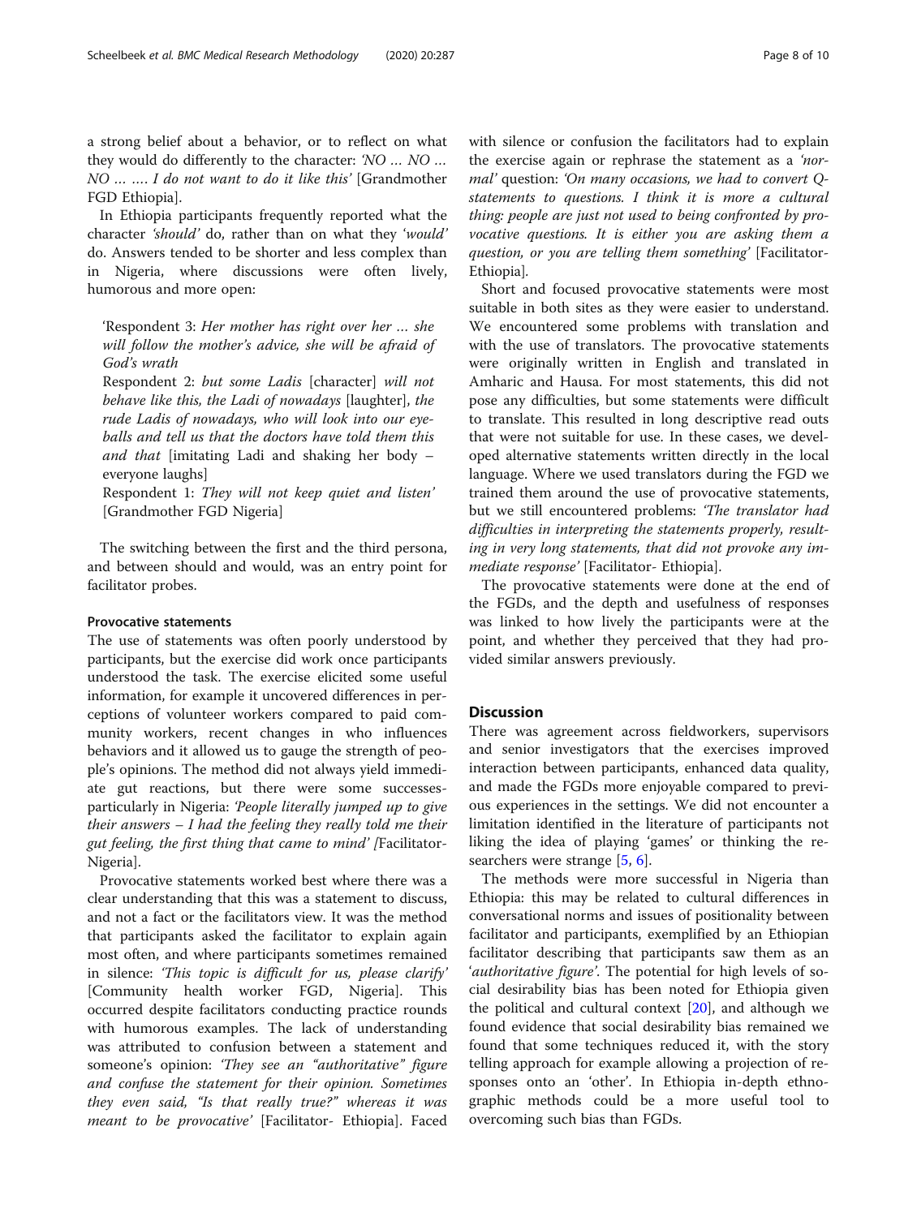a strong belief about a behavior, or to reflect on what they would do differently to the character: *'NO … NO … NO … …. I do not want to do it like this'* [Grandmother FGD Ethiopia].

In Ethiopia participants frequently reported what the character *'should'* do, rather than on what they *'would'* do. Answers tended to be shorter and less complex than in Nigeria, where discussions were often lively, humorous and more open:

> 'Respondent 3: *Her mother has right over her … she will follow the mother's advice, she will be afraid of God's wrath*
>
> Respondent 2: *but some Ladis* [character] *will not behave like this, the Ladi of nowadays* [laughter], *the rude Ladis of nowadays, who will look into our eyeballs and tell us that the doctors have told them this and that* [imitating Ladi and shaking her body – everyone laughs]
>
> Respondent 1: *They will not keep quiet and listen'* [Grandmother FGD Nigeria]

The switching between the first and the third persona, and between should and would, was an entry point for facilitator probes.

#### Provocative statements

The use of statements was often poorly understood by participants, but the exercise did work once participants understood the task. The exercise elicited some useful information, for example it uncovered differences in perceptions of volunteer workers compared to paid community workers, recent changes in who influences behaviors and it allowed us to gauge the strength of people's opinions. The method did not always yield immediate gut reactions, but there were some successes- particularly in Nigeria: *'People literally jumped up to give their answers – I had the feeling they really told me their gut feeling, the first thing that came to mind'* [Facilitator-Nigeria].

Provocative statements worked best where there was a clear understanding that this was a statement to discuss, and not a fact or the facilitators view. It was the method that participants asked the facilitator to explain again most often, and where participants sometimes remained in silence: *'This topic is difficult for us, please clarify'* [Community health worker FGD, Nigeria]. This occurred despite facilitators conducting practice rounds with humorous examples. The lack of understanding was attributed to confusion between a statement and someone's opinion: *'They see an "authoritative" figure and confuse the statement for their opinion. Sometimes they even said, "Is that really true?" whereas it was meant to be provocative'* [Facilitator- Ethiopia]. Faced with silence or confusion the facilitators had to explain the exercise again or rephrase the statement as a *'normal'* question: *'On many occasions, we had to convert Q-statements to questions. I think it is more a cultural thing: people are just not used to being confronted by provocative questions. It is either you are asking them a question, or you are telling them something'* [Facilitator-Ethiopia].

Short and focused provocative statements were most suitable in both sites as they were easier to understand. We encountered some problems with translation and with the use of translators. The provocative statements were originally written in English and translated in Amharic and Hausa. For most statements, this did not pose any difficulties, but some statements were difficult to translate. This resulted in long descriptive read outs that were not suitable for use. In these cases, we developed alternative statements written directly in the local language. Where we used translators during the FGD we trained them around the use of provocative statements, but we still encountered problems: *'The translator had difficulties in interpreting the statements properly, resulting in very long statements, that did not provoke any immediate response'* [Facilitator- Ethiopia].

The provocative statements were done at the end of the FGDs, and the depth and usefulness of responses was linked to how lively the participants were at the point, and whether they perceived that they had provided similar answers previously.

## Discussion

There was agreement across fieldworkers, supervisors and senior investigators that the exercises improved interaction between participants, enhanced data quality, and made the FGDs more enjoyable compared to previous experiences in the settings. We did not encounter a limitation identified in the literature of participants not liking the idea of playing 'games' or thinking the researchers were strange [5, 6].

The methods were more successful in Nigeria than Ethiopia: this may be related to cultural differences in conversational norms and issues of positionality between facilitator and participants, exemplified by an Ethiopian facilitator describing that participants saw them as an '*authoritative figure*'. The potential for high levels of social desirability bias has been noted for Ethiopia given the political and cultural context [20], and although we found evidence that social desirability bias remained we found that some techniques reduced it, with the story telling approach for example allowing a projection of responses onto an 'other'. In Ethiopia in-depth ethnographic methods could be a more useful tool to overcoming such bias than FGDs.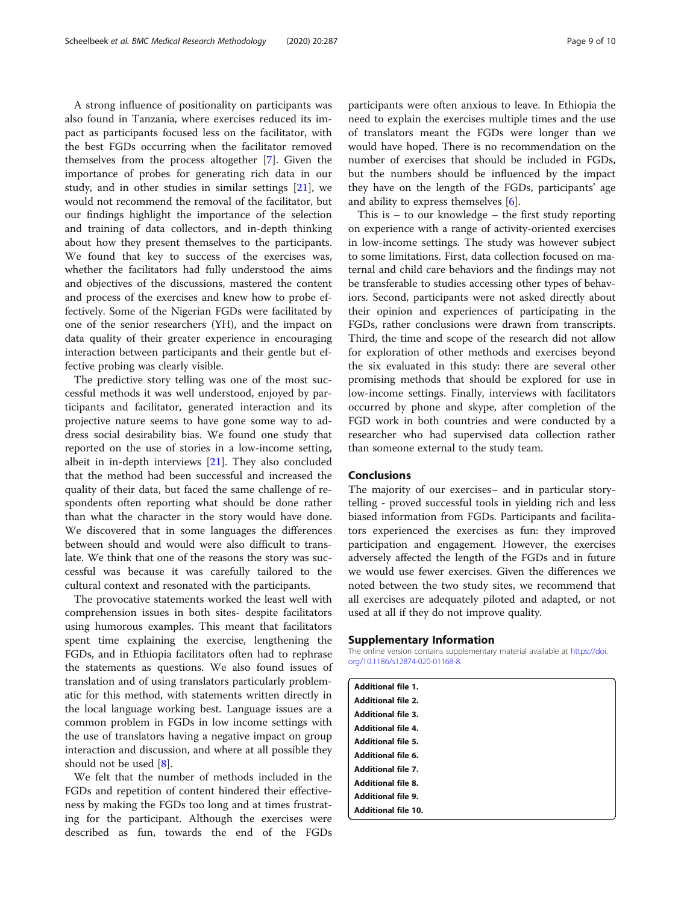A strong influence of positionality on participants was also found in Tanzania, where exercises reduced its impact as participants focused less on the facilitator, with the best FGDs occurring when the facilitator removed themselves from the process altogether [7]. Given the importance of probes for generating rich data in our study, and in other studies in similar settings [21], we would not recommend the removal of the facilitator, but our findings highlight the importance of the selection and training of data collectors, and in-depth thinking about how they present themselves to the participants. We found that key to success of the exercises was, whether the facilitators had fully understood the aims and objectives of the discussions, mastered the content and process of the exercises and knew how to probe effectively. Some of the Nigerian FGDs were facilitated by one of the senior researchers (YH), and the impact on data quality of their greater experience in encouraging interaction between participants and their gentle but effective probing was clearly visible.

The predictive story telling was one of the most successful methods it was well understood, enjoyed by participants and facilitator, generated interaction and its projective nature seems to have gone some way to address social desirability bias. We found one study that reported on the use of stories in a low-income setting, albeit in in-depth interviews [21]. They also concluded that the method had been successful and increased the quality of their data, but faced the same challenge of respondents often reporting what should be done rather than what the character in the story would have done. We discovered that in some languages the differences between should and would were also difficult to translate. We think that one of the reasons the story was successful was because it was carefully tailored to the cultural context and resonated with the participants.

The provocative statements worked the least well with comprehension issues in both sites- despite facilitators using humorous examples. This meant that facilitators spent time explaining the exercise, lengthening the FGDs, and in Ethiopia facilitators often had to rephrase the statements as questions. We also found issues of translation and of using translators particularly problematic for this method, with statements written directly in the local language working best. Language issues are a common problem in FGDs in low income settings with the use of translators having a negative impact on group interaction and discussion, and where at all possible they should not be used [8].

We felt that the number of methods included in the FGDs and repetition of content hindered their effectiveness by making the FGDs too long and at times frustrating for the participant. Although the exercises were described as fun, towards the end of the FGDs participants were often anxious to leave. In Ethiopia the need to explain the exercises multiple times and the use of translators meant the FGDs were longer than we would have hoped. There is no recommendation on the number of exercises that should be included in FGDs, but the numbers should be influenced by the impact they have on the length of the FGDs, participants' age and ability to express themselves [6].

This is – to our knowledge – the first study reporting on experience with a range of activity-oriented exercises in low-income settings. The study was however subject to some limitations. First, data collection focused on maternal and child care behaviors and the findings may not be transferable to studies accessing other types of behaviors. Second, participants were not asked directly about their opinion and experiences of participating in the FGDs, rather conclusions were drawn from transcripts. Third, the time and scope of the research did not allow for exploration of other methods and exercises beyond the six evaluated in this study: there are several other promising methods that should be explored for use in low-income settings. Finally, interviews with facilitators occurred by phone and skype, after completion of the FGD work in both countries and were conducted by a researcher who had supervised data collection rather than someone external to the study team.

## Conclusions

The majority of our exercises– and in particular storytelling - proved successful tools in yielding rich and less biased information from FGDs. Participants and facilitators experienced the exercises as fun: they improved participation and engagement. However, the exercises adversely affected the length of the FGDs and in future we would use fewer exercises. Given the differences we noted between the two study sites, we recommend that all exercises are adequately piloted and adapted, or not used at all if they do not improve quality.

## Supplementary Information

The online version contains supplementary material available at https://doi.org/10.1186/s12874-020-01168-8.

**Additional file 1.**
**Additional file 2.**
**Additional file 3.**
**Additional file 4.**
**Additional file 5.**
**Additional file 6.**
**Additional file 7.**
**Additional file 8.**
**Additional file 9.**
**Additional file 10.**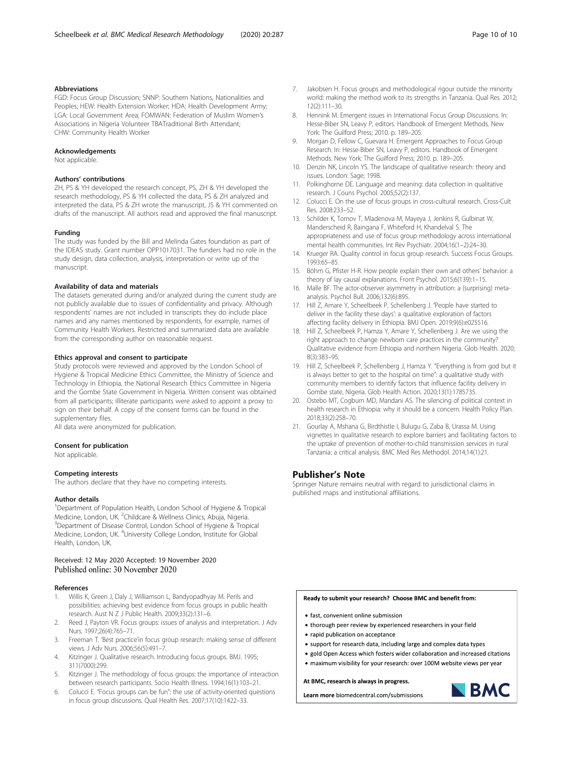### Abbreviations

FGD: Focus Group Discussion; SNNP: Southern Nations, Nationalities and Peoples; HEW: Health Extension Worker; HDA: Health Development Army; LGA: Local Government Area; FOMWAN: Federation of Muslim Women's Associations in Nigeria Volunteer TBATraditional Birth Attendant; CHW: Community Health Worker

### Acknowledgements

Not applicable.

### Authors' contributions

ZH, PS & YH developed the research concept, PS, ZH & YH developed the research methodology, PS & YH collected the data, PS & ZH analyzed and interpreted the data, PS & ZH wrote the manuscript, JS & YH commented on drafts of the manuscript. All authors read and approved the final manuscript.

### Funding

The study was funded by the Bill and Melinda Gates foundation as part of the IDEAS study. Grant number OPP1017031. The funders had no role in the study design, data collection, analysis, interpretation or write up of the manuscript.

### Availability of data and materials

The datasets generated during and/or analyzed during the current study are not publicly available due to issues of confidentiality and privacy. Although respondents' names are not included in transcripts they do include place names and any names mentioned by respondents, for example, names of Community Health Workers. Restricted and summarized data are available from the corresponding author on reasonable request.

### Ethics approval and consent to participate

Study protocols were reviewed and approved by the London School of Hygiene & Tropical Medicine Ethics Committee, the Ministry of Science and Technology in Ethiopia, the National Research Ethics Committee in Nigeria and the Gombe State Government in Nigeria. Written consent was obtained from all participants; illiterate participants were asked to appoint a proxy to sign on their behalf. A copy of the consent forms can be found in the supplementary files.

All data were anonymized for publication.

### Consent for publication

Not applicable.

### Competing interests

The authors declare that they have no competing interests.

### Author details

[1]Department of Population Health, London School of Hygiene & Tropical Medicine, London, UK. [2]Childcare & Wellness Clinics, Abuja, Nigeria. [3]Department of Disease Control, London School of Hygiene & Tropical Medicine, London, UK. [4]University College London, Institute for Global Health, London, UK.

Received: 12 May 2020 Accepted: 19 November 2020
Published online: 30 November 2020

### References

1. Willis K, Green J, Daly J, Williamson L, Bandyopadhyay M. Perils and possibilities: achieving best evidence from focus groups in public health research. Aust N Z J Public Health. 2009;33(2):131–6.
2. Reed J, Payton VR. Focus groups: issues of analysis and interpretation. J Adv Nurs. 1997;26(4):765–71.
3. Freeman T. 'Best practice'in focus group research: making sense of different views. J Adv Nurs. 2006;56(5):491–7.
4. Kitzinger J. Qualitative research. Introducing focus groups. BMJ. 1995; 311(7000):299.
5. Kitzinger J. The methodology of focus groups: the importance of interaction between research participants. Socio Health Illness. 1994;16(1):103–21.
6. Colucci E. "Focus groups can be fun": the use of activity-oriented questions in focus group discussions. Qual Health Res. 2007;17(10):1422–33.
7. Jakobsen H. Focus groups and methodological rigour outside the minority world: making the method work to its strengths in Tanzania. Qual Res. 2012; 12(2):111–30.
8. Hennink M. Emergent issues in International Focus Group Discussions. In: Hesse-Biber SN, Leavy P, editors. Handbook of Emergent Methods. New York: The Guilford Press; 2010. p. 189–205.
9. Morgan D, Fellow C, Guevara H. Emergent Approaches to Focus Group Research. In: Hesse-Biber SN, Leavy P, editors. Handbook of Emergent Methods. New York: The Guilford Press; 2010. p. 189–205.
10. Denzin NK, Lincoln YS. The landscape of qualitative research: theory and issues. London: Sage; 1998.
11. Polkinghorne DE. Language and meaning: data collection in qualitative research. J Couns Psychol. 2005;52(2):137.
12. Colucci E. On the use of focus groups in cross-cultural research. Cross-Cult Res. 2008:233–52.
13. Schilder K, Tomov T, Mladenova M, Mayeya J, Jenkins R, Gulbinat W, Manderscheid R, Baingana F, Whiteford H, Khandelval S. The appropriateness and use of focus group methodology across international mental health communities. Int Rev Psychiatr. 2004;16(1–2):24–30.
14. Krueger RA. Quality control in focus group research. Success Focus Groups. 1993:65–85.
15. Böhm G, Pfister H-R. How people explain their own and others' behavior: a theory of lay causal explanations. Front Psychol. 2015;6(139):1–15.
16. Malle BF. The actor-observer asymmetry in attribution: a (surprising) meta-analysis. Psychol Bull. 2006;132(6):895.
17. Hill Z, Amare Y, Scheelbeek P, Schellenberg J. 'People have started to deliver in the facility these days': a qualitative exploration of factors affecting facility delivery in Ethiopia. BMJ Open. 2019;9(6):e025516.
18. Hill Z, Scheelbeek P, Hamza Y, Amare Y, Schellenberg J. Are we using the right approach to change newborn care practices in the community? Qualitative evidence from Ethiopia and northern Nigeria. Glob Health. 2020; 8(3):383–95.
19. Hill Z, Scheelbeek P, Schellenberg J, Hamza Y. "Everything is from god but it is always better to get to the hospital on time": a qualitative study with community members to identify factors that influence facility delivery in Gombe state, Nigeria. Glob Health Action. 2020;13(1):1785735.
20. Ostebo MT, Cogburn MD, Mandani AS. The silencing of political context in health research in Ethiopia: why it should be a concern. Health Policy Plan. 2018;33(2):258–70.
21. Gourlay A, Mshana G, Birdthistle I, Bulugu G, Zaba B, Urassa M. Using vignettes in qualitative research to explore barriers and facilitating factors to the uptake of prevention of mother-to-child transmission services in rural Tanzania: a critical analysis. BMC Med Res Methodol. 2014;14(1):21.

## Publisher's Note

Springer Nature remains neutral with regard to jurisdictional claims in published maps and institutional affiliations.

**Ready to submit your research? Choose BMC and benefit from:**

- fast, convenient online submission
- thorough peer review by experienced researchers in your field
- rapid publication on acceptance
- support for research data, including large and complex data types
- gold Open Access which fosters wider collaboration and increased citations
- maximum visibility for your research: over 100M website views per year

**At BMC, research is always in progress.**

**Learn more** biomedcentral.com/submissions

BMC